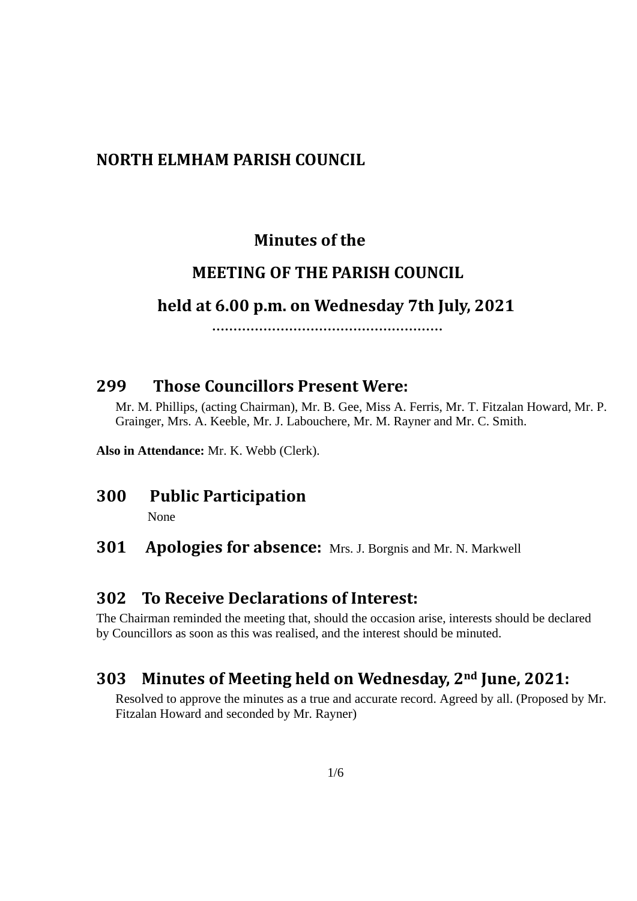# NORTH ELMHAM PARISH COUNCIL

## Minutes of the

## MEETING OF THE PARISH COUNCIL

## held at 6.00 p.m. on Wednesday 7th July, 2021

……………………………………………….

## 299 Those Councillors Present Were:

Mr. M. Phillips, (acting Chairman), Mr. B. Gee, Miss A. Ferris, Mr. T. Fitzalan Howard, Mr. P. Grainger, Mrs. A. Keeble, Mr. J. Labouchere, Mr. M. Rayner and Mr. C. Smith.

**Also in Attendance:** Mr. K. Webb (Clerk).

## 300 Public Participation

None

## 301 Apologies for absence: Mrs. J. Borgnis and Mr. N. Markwell

## 302 To Receive Declarations of Interest:

The Chairman reminded the meeting that, should the occasion arise, interests should be declared by Councillors as soon as this was realised, and the interest should be minuted.

## 303 Minutes of Meeting held on Wednesday, 2nd June, 2021:

Resolved to approve the minutes as a true and accurate record. Agreed by all. (Proposed by Mr. Fitzalan Howard and seconded by Mr. Rayner)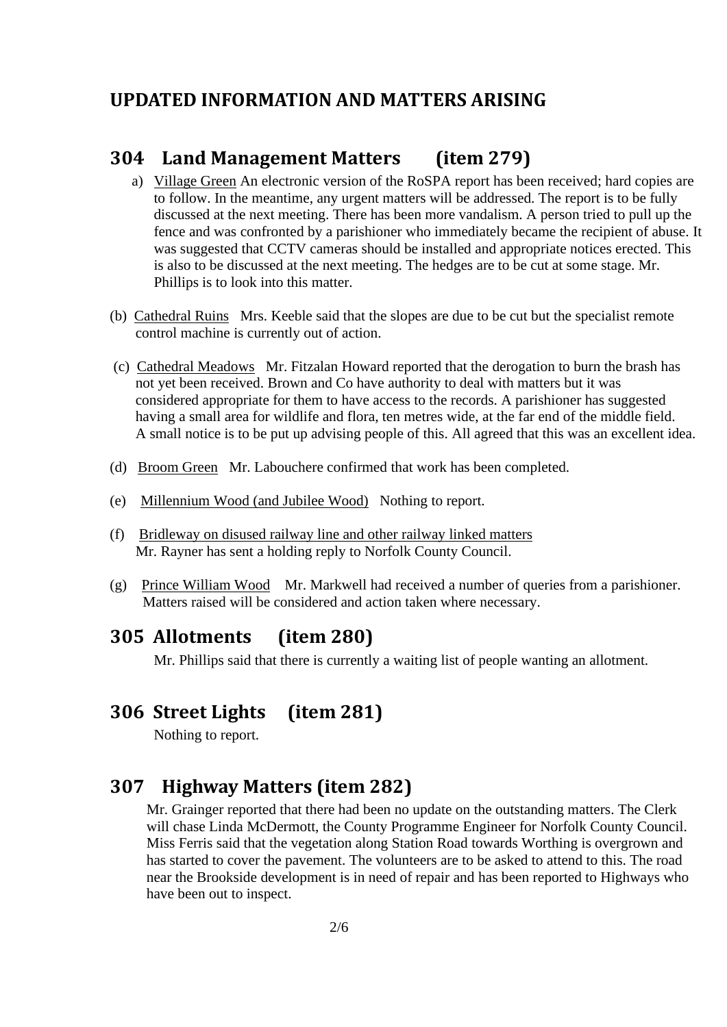# UPDATED INFORMATION AND MATTERS ARISING

## 304 Land Management Matters (item 279)

a) Village Green An electronic version of the RoSPA report has been received; hard copies are to follow. In the meantime, any urgent matters will be addressed. The report is to be fully discussed at the next meeting. There has been more vandalism. A person tried to pull up the fence and was confronted by a parishioner who immediately became the recipient of abuse. It was suggested that CCTV cameras should be installed and appropriate notices erected. This is also to be discussed at the next meeting. The hedges are to be cut at some stage. Mr. Phillips is to look into this matter.

(b) Cathedral Ruins Mrs. Keeble said that the slopes are due to be cut but the specialist remote control machine is currently out of action.

(c) Cathedral Meadows Mr. Fitzalan Howard reported that the derogation to burn the brash has not yet been received. Brown and Co have authority to deal with matters but it was considered appropriate for them to have access to the records. A parishioner has suggested having a small area for wildlife and flora, ten metres wide, at the far end of the middle field. A small notice is to be put up advising people of this. All agreed that this was an excellent idea.

(d) Broom Green Mr. Labouchere confirmed that work has been completed.

(e) Millennium Wood (and Jubilee Wood) Nothing to report.

(f) Bridleway on disused railway line and other railway linked matters
Mr. Rayner has sent a holding reply to Norfolk County Council.

(g) Prince William Wood Mr. Markwell had received a number of queries from a parishioner. Matters raised will be considered and action taken where necessary.

## 305 Allotments (item 280)

Mr. Phillips said that there is currently a waiting list of people wanting an allotment.

## 306 Street Lights (item 281)

Nothing to report.

## 307 Highway Matters (item 282)

Mr. Grainger reported that there had been no update on the outstanding matters. The Clerk will chase Linda McDermott, the County Programme Engineer for Norfolk County Council. Miss Ferris said that the vegetation along Station Road towards Worthing is overgrown and has started to cover the pavement. The volunteers are to be asked to attend to this. The road near the Brookside development is in need of repair and has been reported to Highways who have been out to inspect.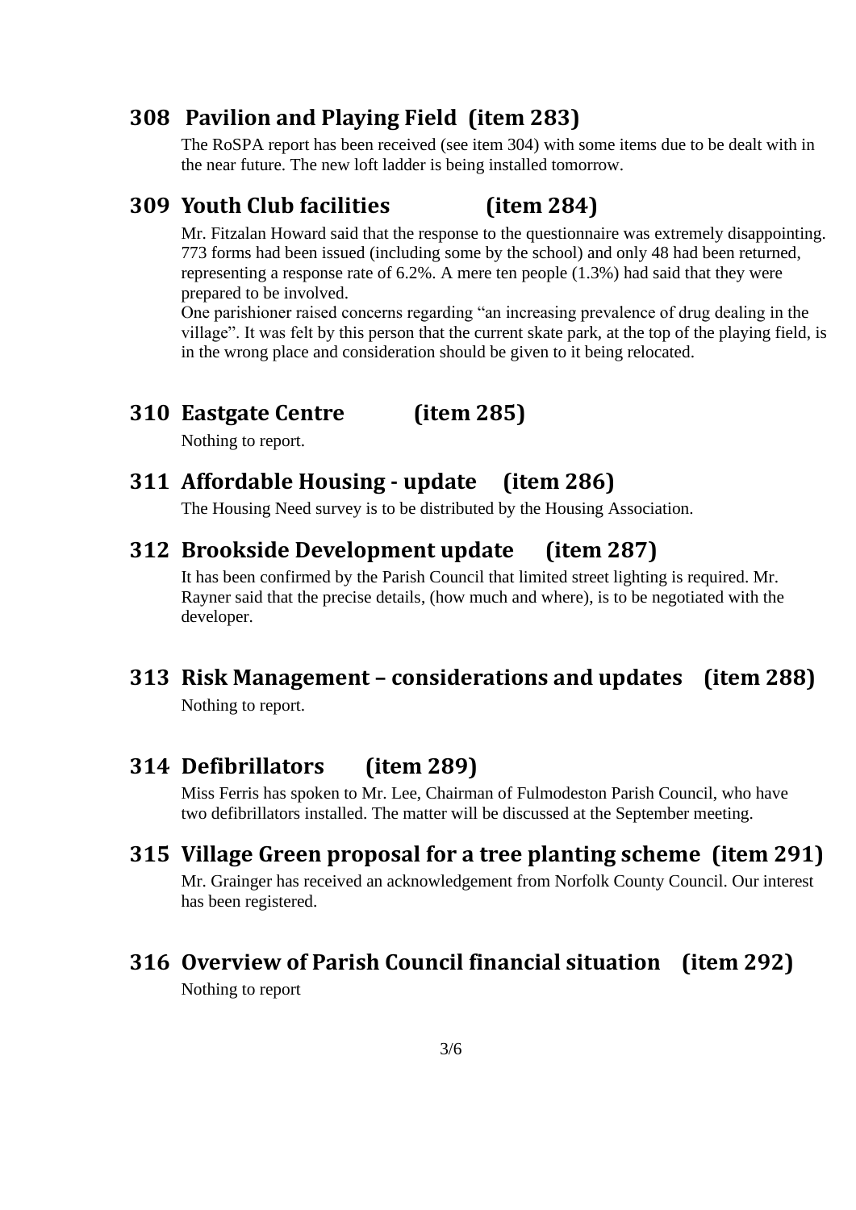## 308 Pavilion and Playing Field (item 283)

The RoSPA report has been received (see item 304) with some items due to be dealt with in the near future. The new loft ladder is being installed tomorrow.

## 309 Youth Club facilities (item 284)

Mr. Fitzalan Howard said that the response to the questionnaire was extremely disappointing. 773 forms had been issued (including some by the school) and only 48 had been returned, representing a response rate of 6.2%. A mere ten people (1.3%) had said that they were prepared to be involved.

One parishioner raised concerns regarding "an increasing prevalence of drug dealing in the village". It was felt by this person that the current skate park, at the top of the playing field, is in the wrong place and consideration should be given to it being relocated.

## 310 Eastgate Centre (item 285)

Nothing to report.

## 311 Affordable Housing - update (item 286)

The Housing Need survey is to be distributed by the Housing Association.

## 312 Brookside Development update (item 287)

It has been confirmed by the Parish Council that limited street lighting is required. Mr. Rayner said that the precise details, (how much and where), is to be negotiated with the developer.

## 313 Risk Management – considerations and updates (item 288)

Nothing to report.

## 314 Defibrillators (item 289)

Miss Ferris has spoken to Mr. Lee, Chairman of Fulmodeston Parish Council, who have two defibrillators installed. The matter will be discussed at the September meeting.

## 315 Village Green proposal for a tree planting scheme (item 291)

Mr. Grainger has received an acknowledgement from Norfolk County Council. Our interest has been registered.

## 316 Overview of Parish Council financial situation (item 292)

Nothing to report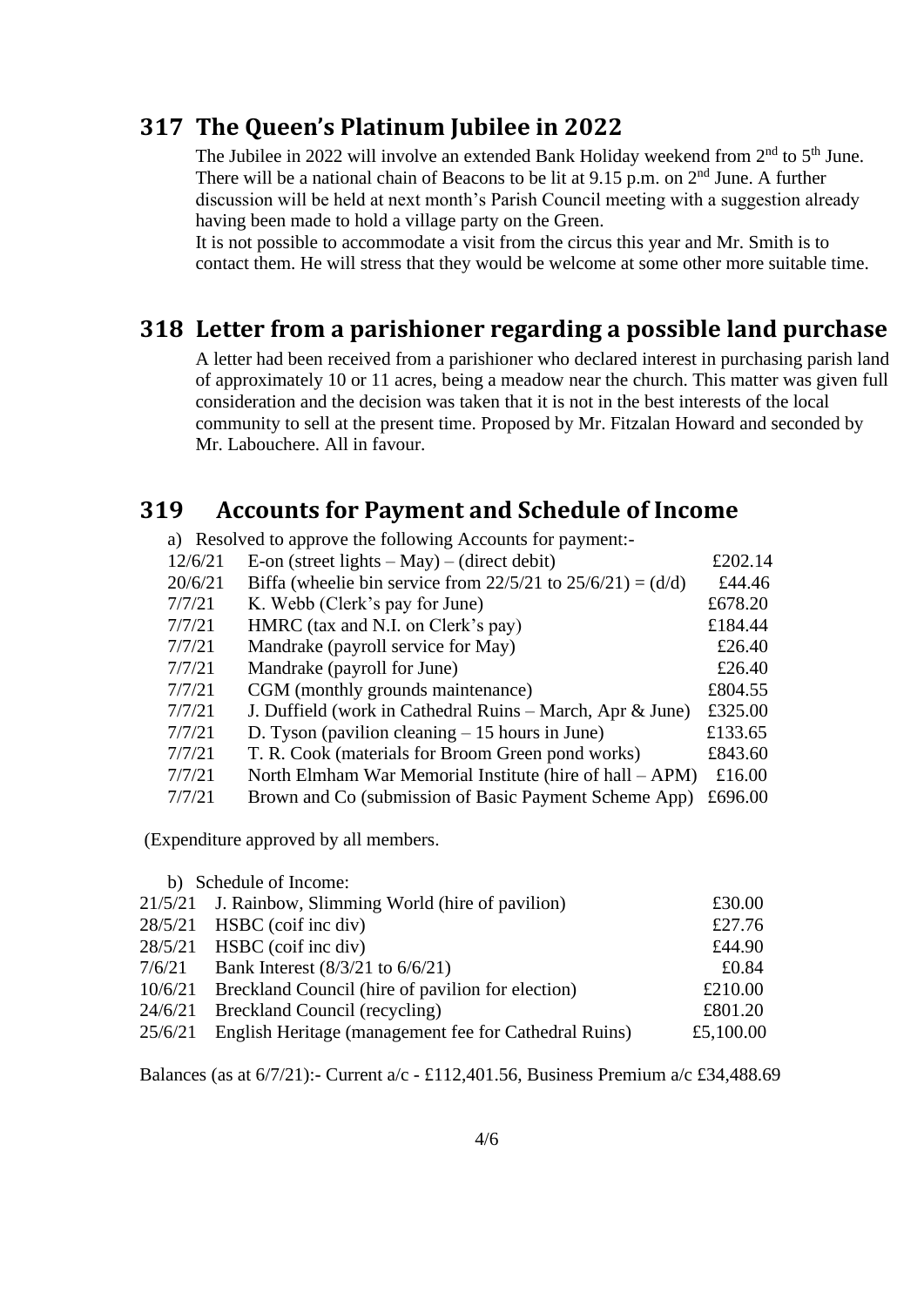## 317 The Queen's Platinum Jubilee in 2022

The Jubilee in 2022 will involve an extended Bank Holiday weekend from 2nd to 5th June. There will be a national chain of Beacons to be lit at 9.15 p.m. on 2nd June. A further discussion will be held at next month's Parish Council meeting with a suggestion already having been made to hold a village party on the Green.

It is not possible to accommodate a visit from the circus this year and Mr. Smith is to contact them. He will stress that they would be welcome at some other more suitable time.

## 318 Letter from a parishioner regarding a possible land purchase

A letter had been received from a parishioner who declared interest in purchasing parish land of approximately 10 or 11 acres, being a meadow near the church. This matter was given full consideration and the decision was taken that it is not in the best interests of the local community to sell at the present time. Proposed by Mr. Fitzalan Howard and seconded by Mr. Labouchere. All in favour.

## 319 Accounts for Payment and Schedule of Income

a) Resolved to approve the following Accounts for payment:-

| Date | Description | Amount |
|---|---|---|
| 12/6/21 | E-on (street lights – May) – (direct debit) | £202.14 |
| 20/6/21 | Biffa (wheelie bin service from 22/5/21 to 25/6/21) = (d/d) | £44.46 |
| 7/7/21 | K. Webb (Clerk's pay for June) | £678.20 |
| 7/7/21 | HMRC (tax and N.I. on Clerk's pay) | £184.44 |
| 7/7/21 | Mandrake (payroll service for May) | £26.40 |
| 7/7/21 | Mandrake (payroll for June) | £26.40 |
| 7/7/21 | CGM (monthly grounds maintenance) | £804.55 |
| 7/7/21 | J. Duffield (work in Cathedral Ruins – March, Apr & June) | £325.00 |
| 7/7/21 | D. Tyson (pavilion cleaning – 15 hours in June) | £133.65 |
| 7/7/21 | T. R. Cook (materials for Broom Green pond works) | £843.60 |
| 7/7/21 | North Elmham War Memorial Institute (hire of hall – APM) | £16.00 |
| 7/7/21 | Brown and Co (submission of Basic Payment Scheme App) | £696.00 |

(Expenditure approved by all members.

b) Schedule of Income:

| Date | Description | Amount |
|---|---|---|
| 21/5/21 | J. Rainbow, Slimming World (hire of pavilion) | £30.00 |
| 28/5/21 | HSBC (coif inc div) | £27.76 |
| 28/5/21 | HSBC (coif inc div) | £44.90 |
| 7/6/21 | Bank Interest (8/3/21 to 6/6/21) | £0.84 |
| 10/6/21 | Breckland Council (hire of pavilion for election) | £210.00 |
| 24/6/21 | Breckland Council (recycling) | £801.20 |
| 25/6/21 | English Heritage (management fee for Cathedral Ruins) | £5,100.00 |

Balances (as at 6/7/21):- Current a/c - £112,401.56, Business Premium a/c £34,488.69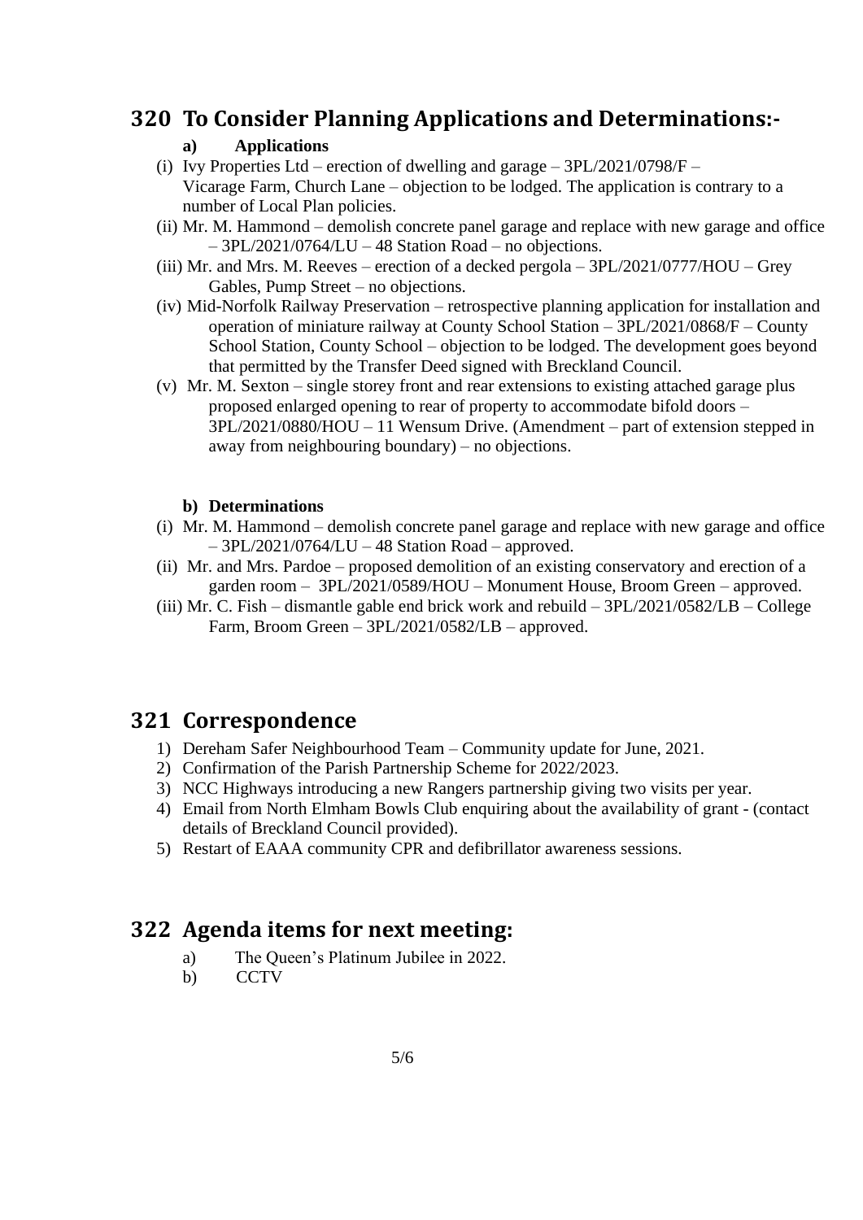## 320 To Consider Planning Applications and Determinations:-

**a) Applications**

(i) Ivy Properties Ltd – erection of dwelling and garage – 3PL/2021/0798/F – Vicarage Farm, Church Lane – objection to be lodged. The application is contrary to a number of Local Plan policies.

(ii) Mr. M. Hammond – demolish concrete panel garage and replace with new garage and office – 3PL/2021/0764/LU – 48 Station Road – no objections.

(iii) Mr. and Mrs. M. Reeves – erection of a decked pergola – 3PL/2021/0777/HOU – Grey Gables, Pump Street – no objections.

(iv) Mid-Norfolk Railway Preservation – retrospective planning application for installation and operation of miniature railway at County School Station – 3PL/2021/0868/F – County School Station, County School – objection to be lodged. The development goes beyond that permitted by the Transfer Deed signed with Breckland Council.

(v) Mr. M. Sexton – single storey front and rear extensions to existing attached garage plus proposed enlarged opening to rear of property to accommodate bifold doors – 3PL/2021/0880/HOU – 11 Wensum Drive. (Amendment – part of extension stepped in away from neighbouring boundary) – no objections.

**b) Determinations**

(i) Mr. M. Hammond – demolish concrete panel garage and replace with new garage and office – 3PL/2021/0764/LU – 48 Station Road – approved.

(ii) Mr. and Mrs. Pardoe – proposed demolition of an existing conservatory and erection of a garden room – 3PL/2021/0589/HOU – Monument House, Broom Green – approved.

(iii) Mr. C. Fish – dismantle gable end brick work and rebuild – 3PL/2021/0582/LB – College Farm, Broom Green – 3PL/2021/0582/LB – approved.

## 321 Correspondence

1) Dereham Safer Neighbourhood Team – Community update for June, 2021.
2) Confirmation of the Parish Partnership Scheme for 2022/2023.
3) NCC Highways introducing a new Rangers partnership giving two visits per year.
4) Email from North Elmham Bowls Club enquiring about the availability of grant - (contact details of Breckland Council provided).
5) Restart of EAAA community CPR and defibrillator awareness sessions.

## 322 Agenda items for next meeting:

a) The Queen's Platinum Jubilee in 2022.

b) CCTV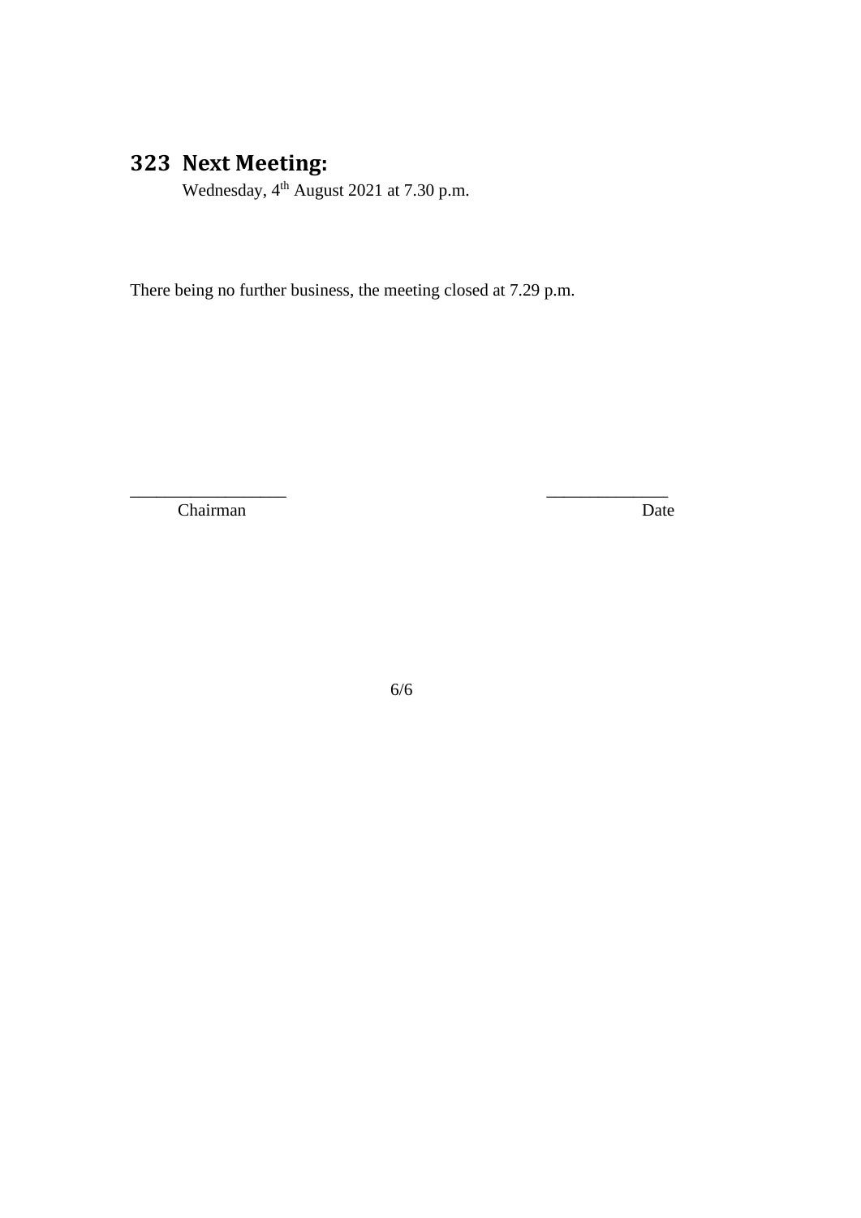## 323 Next Meeting:

Wednesday, 4th August 2021 at 7.30 p.m.

There being no further business, the meeting closed at 7.29 p.m.

\_\_\_\_\_\_\_\_\_\_\_\_\_\_\_\_\_\_ \_\_\_\_\_\_\_\_\_\_\_\_\_\_

Chairman Date